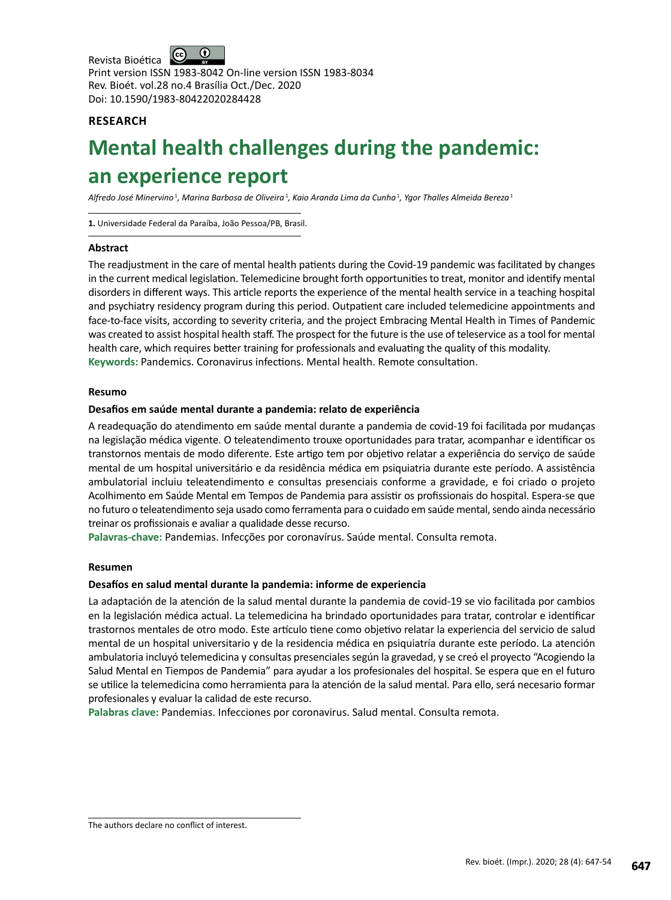Revista Bioética

Print version ISSN 1983-8042 On-line version ISSN 1983-8034
Rev. Bioét. vol.28 no.4 Brasília Oct./Dec. 2020
Doi: 10.1590/1983-80422020284428

**RESEARCH**

# Mental health challenges during the pandemic: an experience report

*Alfredo José Minervino*[1], *Marina Barbosa de Oliveira*[1], *Kaio Aranda Lima da Cunha*[1], *Ygor Thalles Almeida Bereza*[1]

**1.** Universidade Federal da Paraíba, João Pessoa/PB, Brasil.

### Abstract

The readjustment in the care of mental health patients during the Covid-19 pandemic was facilitated by changes in the current medical legislation. Telemedicine brought forth opportunities to treat, monitor and identify mental disorders in different ways. This article reports the experience of the mental health service in a teaching hospital and psychiatry residency program during this period. Outpatient care included telemedicine appointments and face-to-face visits, according to severity criteria, and the project Embracing Mental Health in Times of Pandemic was created to assist hospital health staff. The prospect for the future is the use of teleservice as a tool for mental health care, which requires better training for professionals and evaluating the quality of this modality.

**Keywords:** Pandemics. Coronavirus infections. Mental health. Remote consultation.

### Resumo

**Desafios em saúde mental durante a pandemia: relato de experiência**

A readequação do atendimento em saúde mental durante a pandemia de covid-19 foi facilitada por mudanças na legislação médica vigente. O teleatendimento trouxe oportunidades para tratar, acompanhar e identificar os transtornos mentais de modo diferente. Este artigo tem por objetivo relatar a experiência do serviço de saúde mental de um hospital universitário e da residência médica em psiquiatria durante este período. A assistência ambulatorial incluiu teleatendimento e consultas presenciais conforme a gravidade, e foi criado o projeto Acolhimento em Saúde Mental em Tempos de Pandemia para assistir os profissionais do hospital. Espera-se que no futuro o teleatendimento seja usado como ferramenta para o cuidado em saúde mental, sendo ainda necessário treinar os profissionais e avaliar a qualidade desse recurso.

**Palavras-chave:** Pandemias. Infecções por coronavírus. Saúde mental. Consulta remota.

### Resumen

**Desafíos en salud mental durante la pandemia: informe de experiencia**

La adaptación de la atención de la salud mental durante la pandemia de covid-19 se vio facilitada por cambios en la legislación médica actual. La telemedicina ha brindado oportunidades para tratar, controlar e identificar trastornos mentales de otro modo. Este artículo tiene como objetivo relatar la experiencia del servicio de salud mental de un hospital universitario y de la residencia médica en psiquiatría durante este período. La atención ambulatoria incluyó telemedicina y consultas presenciales según la gravedad, y se creó el proyecto "Acogiendo la Salud Mental en Tiempos de Pandemia" para ayudar a los profesionales del hospital. Se espera que en el futuro se utilice la telemedicina como herramienta para la atención de la salud mental. Para ello, será necesario formar profesionales y evaluar la calidad de este recurso.

**Palabras clave:** Pandemias. Infecciones por coronavirus. Salud mental. Consulta remota.

The authors declare no conflict of interest.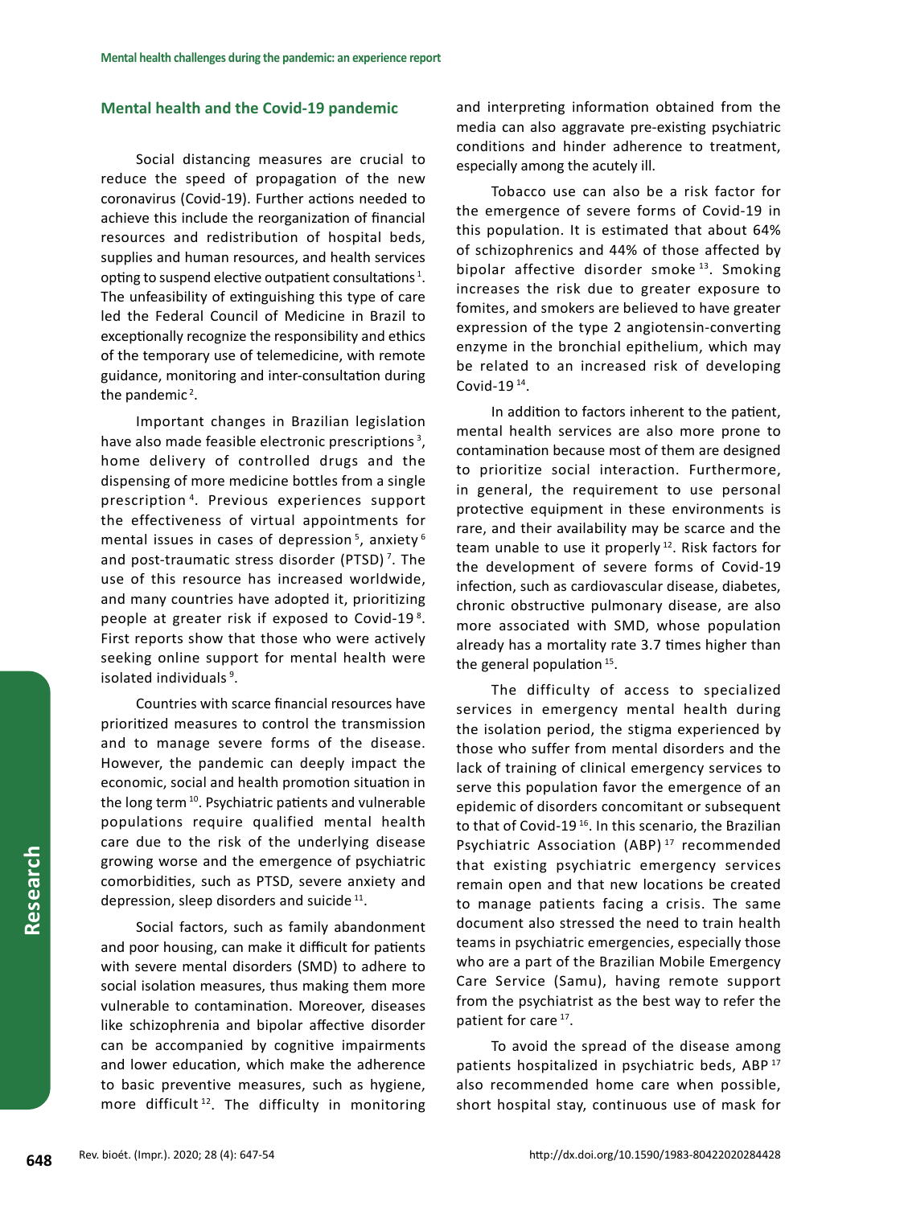## Mental health and the Covid-19 pandemic

Social distancing measures are crucial to reduce the speed of propagation of the new coronavirus (Covid-19). Further actions needed to achieve this include the reorganization of financial resources and redistribution of hospital beds, supplies and human resources, and health services opting to suspend elective outpatient consultations [1]. The unfeasibility of extinguishing this type of care led the Federal Council of Medicine in Brazil to exceptionally recognize the responsibility and ethics of the temporary use of telemedicine, with remote guidance, monitoring and inter-consultation during the pandemic [2].

Important changes in Brazilian legislation have also made feasible electronic prescriptions [3], home delivery of controlled drugs and the dispensing of more medicine bottles from a single prescription [4]. Previous experiences support the effectiveness of virtual appointments for mental issues in cases of depression [5], anxiety [6] and post-traumatic stress disorder (PTSD) [7]. The use of this resource has increased worldwide, and many countries have adopted it, prioritizing people at greater risk if exposed to Covid-19 [8]. First reports show that those who were actively seeking online support for mental health were isolated individuals [9].

Countries with scarce financial resources have prioritized measures to control the transmission and to manage severe forms of the disease. However, the pandemic can deeply impact the economic, social and health promotion situation in the long term [10]. Psychiatric patients and vulnerable populations require qualified mental health care due to the risk of the underlying disease growing worse and the emergence of psychiatric comorbidities, such as PTSD, severe anxiety and depression, sleep disorders and suicide [11].

Social factors, such as family abandonment and poor housing, can make it difficult for patients with severe mental disorders (SMD) to adhere to social isolation measures, thus making them more vulnerable to contamination. Moreover, diseases like schizophrenia and bipolar affective disorder can be accompanied by cognitive impairments and lower education, which make the adherence to basic preventive measures, such as hygiene, more difficult [12]. The difficulty in monitoring and interpreting information obtained from the media can also aggravate pre-existing psychiatric conditions and hinder adherence to treatment, especially among the acutely ill.

Tobacco use can also be a risk factor for the emergence of severe forms of Covid-19 in this population. It is estimated that about 64% of schizophrenics and 44% of those affected by bipolar affective disorder smoke [13]. Smoking increases the risk due to greater exposure to fomites, and smokers are believed to have greater expression of the type 2 angiotensin-converting enzyme in the bronchial epithelium, which may be related to an increased risk of developing Covid-19 [14].

In addition to factors inherent to the patient, mental health services are also more prone to contamination because most of them are designed to prioritize social interaction. Furthermore, in general, the requirement to use personal protective equipment in these environments is rare, and their availability may be scarce and the team unable to use it properly [12]. Risk factors for the development of severe forms of Covid-19 infection, such as cardiovascular disease, diabetes, chronic obstructive pulmonary disease, are also more associated with SMD, whose population already has a mortality rate 3.7 times higher than the general population [15].

The difficulty of access to specialized services in emergency mental health during the isolation period, the stigma experienced by those who suffer from mental disorders and the lack of training of clinical emergency services to serve this population favor the emergence of an epidemic of disorders concomitant or subsequent to that of Covid-19 [16]. In this scenario, the Brazilian Psychiatric Association (ABP) [17] recommended that existing psychiatric emergency services remain open and that new locations be created to manage patients facing a crisis. The same document also stressed the need to train health teams in psychiatric emergencies, especially those who are a part of the Brazilian Mobile Emergency Care Service (Samu), having remote support from the psychiatrist as the best way to refer the patient for care [17].

To avoid the spread of the disease among patients hospitalized in psychiatric beds, ABP [17] also recommended home care when possible, short hospital stay, continuous use of mask for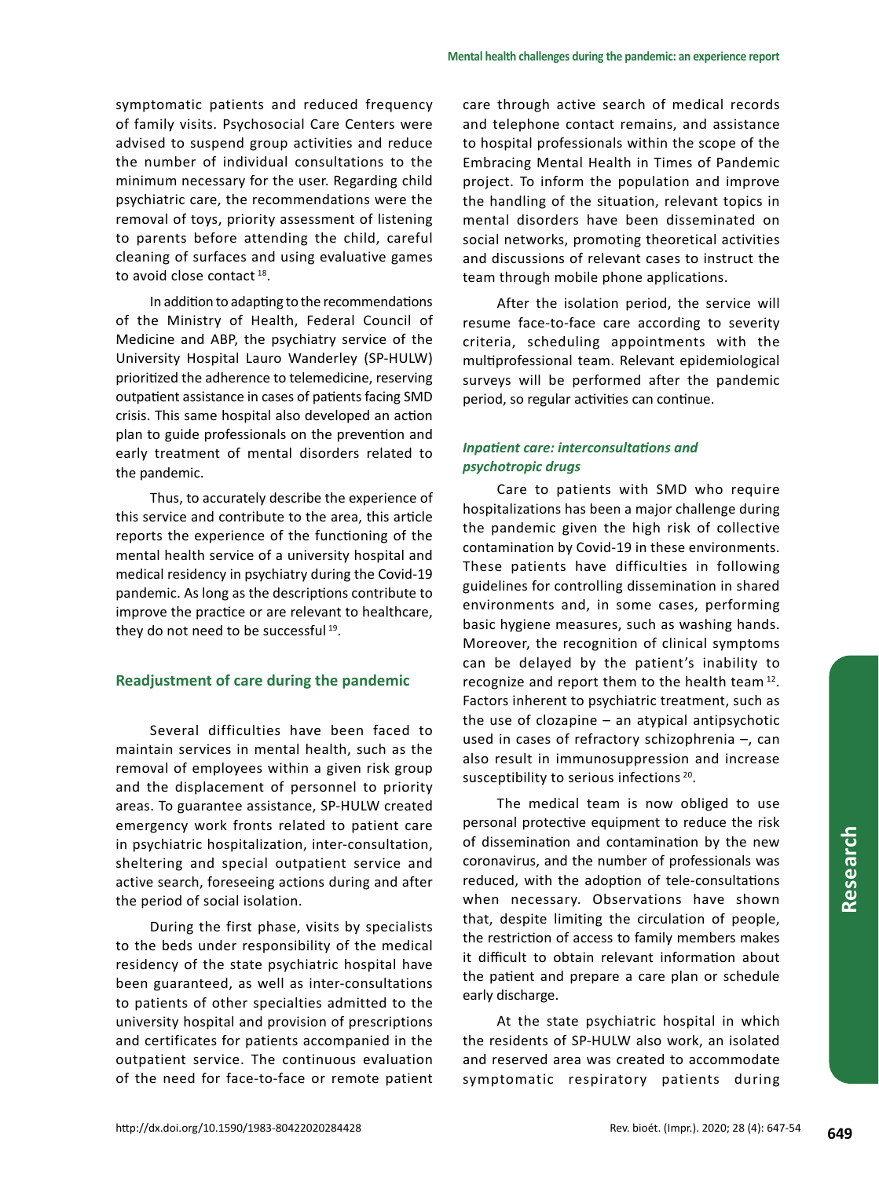symptomatic patients and reduced frequency of family visits. Psychosocial Care Centers were advised to suspend group activities and reduce the number of individual consultations to the minimum necessary for the user. Regarding child psychiatric care, the recommendations were the removal of toys, priority assessment of listening to parents before attending the child, careful cleaning of surfaces and using evaluative games to avoid close contact [18].

In addition to adapting to the recommendations of the Ministry of Health, Federal Council of Medicine and ABP, the psychiatry service of the University Hospital Lauro Wanderley (SP-HULW) prioritized the adherence to telemedicine, reserving outpatient assistance in cases of patients facing SMD crisis. This same hospital also developed an action plan to guide professionals on the prevention and early treatment of mental disorders related to the pandemic.

Thus, to accurately describe the experience of this service and contribute to the area, this article reports the experience of the functioning of the mental health service of a university hospital and medical residency in psychiatry during the Covid-19 pandemic. As long as the descriptions contribute to improve the practice or are relevant to healthcare, they do not need to be successful [19].

## Readjustment of care during the pandemic

Several difficulties have been faced to maintain services in mental health, such as the removal of employees within a given risk group and the displacement of personnel to priority areas. To guarantee assistance, SP-HULW created emergency work fronts related to patient care in psychiatric hospitalization, inter-consultation, sheltering and special outpatient service and active search, foreseeing actions during and after the period of social isolation.

During the first phase, visits by specialists to the beds under responsibility of the medical residency of the state psychiatric hospital have been guaranteed, as well as inter-consultations to patients of other specialties admitted to the university hospital and provision of prescriptions and certificates for patients accompanied in the outpatient service. The continuous evaluation of the need for face-to-face or remote patient care through active search of medical records and telephone contact remains, and assistance to hospital professionals within the scope of the Embracing Mental Health in Times of Pandemic project. To inform the population and improve the handling of the situation, relevant topics in mental disorders have been disseminated on social networks, promoting theoretical activities and discussions of relevant cases to instruct the team through mobile phone applications.

After the isolation period, the service will resume face-to-face care according to severity criteria, scheduling appointments with the multiprofessional team. Relevant epidemiological surveys will be performed after the pandemic period, so regular activities can continue.

### *Inpatient care: interconsultations and psychotropic drugs*

Care to patients with SMD who require hospitalizations has been a major challenge during the pandemic given the high risk of collective contamination by Covid-19 in these environments. These patients have difficulties in following guidelines for controlling dissemination in shared environments and, in some cases, performing basic hygiene measures, such as washing hands. Moreover, the recognition of clinical symptoms can be delayed by the patient's inability to recognize and report them to the health team [12]. Factors inherent to psychiatric treatment, such as the use of clozapine – an atypical antipsychotic used in cases of refractory schizophrenia –, can also result in immunosuppression and increase susceptibility to serious infections [20].

The medical team is now obliged to use personal protective equipment to reduce the risk of dissemination and contamination by the new coronavirus, and the number of professionals was reduced, with the adoption of tele-consultations when necessary. Observations have shown that, despite limiting the circulation of people, the restriction of access to family members makes it difficult to obtain relevant information about the patient and prepare a care plan or schedule early discharge.

At the state psychiatric hospital in which the residents of SP-HULW also work, an isolated and reserved area was created to accommodate symptomatic respiratory patients during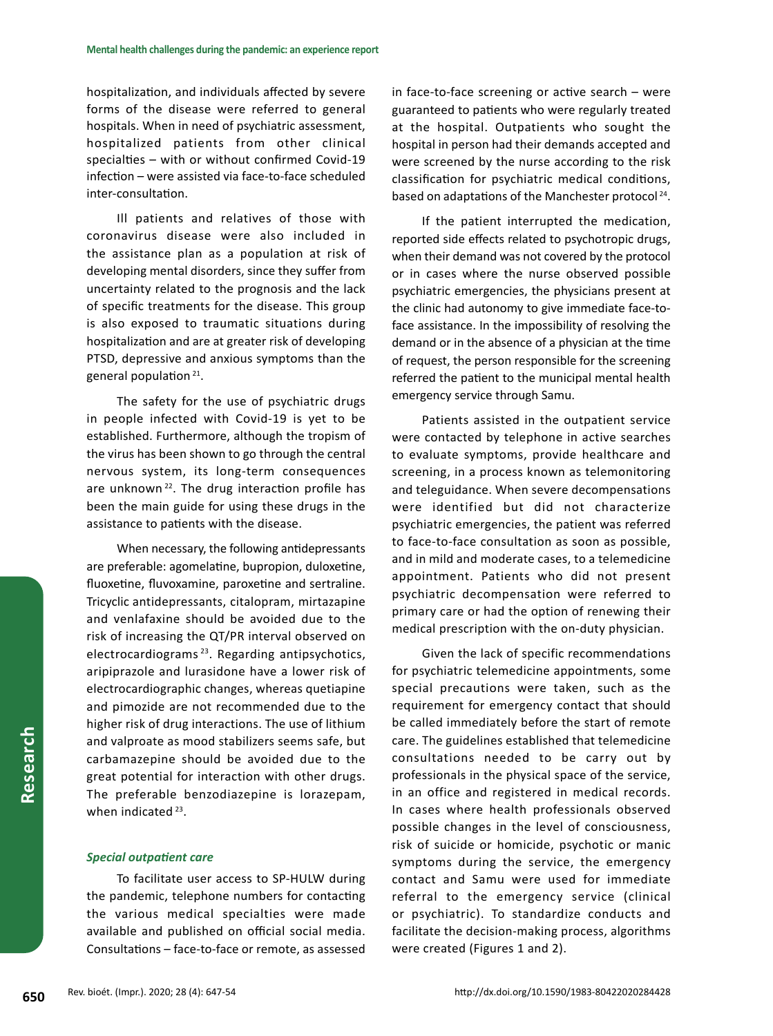hospitalization, and individuals affected by severe forms of the disease were referred to general hospitals. When in need of psychiatric assessment, hospitalized patients from other clinical specialties – with or without confirmed Covid-19 infection – were assisted via face-to-face scheduled inter-consultation.

Ill patients and relatives of those with coronavirus disease were also included in the assistance plan as a population at risk of developing mental disorders, since they suffer from uncertainty related to the prognosis and the lack of specific treatments for the disease. This group is also exposed to traumatic situations during hospitalization and are at greater risk of developing PTSD, depressive and anxious symptoms than the general population [21].

The safety for the use of psychiatric drugs in people infected with Covid-19 is yet to be established. Furthermore, although the tropism of the virus has been shown to go through the central nervous system, its long-term consequences are unknown [22]. The drug interaction profile has been the main guide for using these drugs in the assistance to patients with the disease.

When necessary, the following antidepressants are preferable: agomelatine, bupropion, duloxetine, fluoxetine, fluvoxamine, paroxetine and sertraline. Tricyclic antidepressants, citalopram, mirtazapine and venlafaxine should be avoided due to the risk of increasing the QT/PR interval observed on electrocardiograms [23]. Regarding antipsychotics, aripiprazole and lurasidone have a lower risk of electrocardiographic changes, whereas quetiapine and pimozide are not recommended due to the higher risk of drug interactions. The use of lithium and valproate as mood stabilizers seems safe, but carbamazepine should be avoided due to the great potential for interaction with other drugs. The preferable benzodiazepine is lorazepam, when indicated [23].

### *Special outpatient care*

To facilitate user access to SP-HULW during the pandemic, telephone numbers for contacting the various medical specialties were made available and published on official social media. Consultations – face-to-face or remote, as assessed in face-to-face screening or active search – were guaranteed to patients who were regularly treated at the hospital. Outpatients who sought the hospital in person had their demands accepted and were screened by the nurse according to the risk classification for psychiatric medical conditions, based on adaptations of the Manchester protocol [24].

If the patient interrupted the medication, reported side effects related to psychotropic drugs, when their demand was not covered by the protocol or in cases where the nurse observed possible psychiatric emergencies, the physicians present at the clinic had autonomy to give immediate face-to-face assistance. In the impossibility of resolving the demand or in the absence of a physician at the time of request, the person responsible for the screening referred the patient to the municipal mental health emergency service through Samu.

Patients assisted in the outpatient service were contacted by telephone in active searches to evaluate symptoms, provide healthcare and screening, in a process known as telemonitoring and teleguidance. When severe decompensations were identified but did not characterize psychiatric emergencies, the patient was referred to face-to-face consultation as soon as possible, and in mild and moderate cases, to a telemedicine appointment. Patients who did not present psychiatric decompensation were referred to primary care or had the option of renewing their medical prescription with the on-duty physician.

Given the lack of specific recommendations for psychiatric telemedicine appointments, some special precautions were taken, such as the requirement for emergency contact that should be called immediately before the start of remote care. The guidelines established that telemedicine consultations needed to be carry out by professionals in the physical space of the service, in an office and registered in medical records. In cases where health professionals observed possible changes in the level of consciousness, risk of suicide or homicide, psychotic or manic symptoms during the service, the emergency contact and Samu were used for immediate referral to the emergency service (clinical or psychiatric). To standardize conducts and facilitate the decision-making process, algorithms were created (Figures 1 and 2).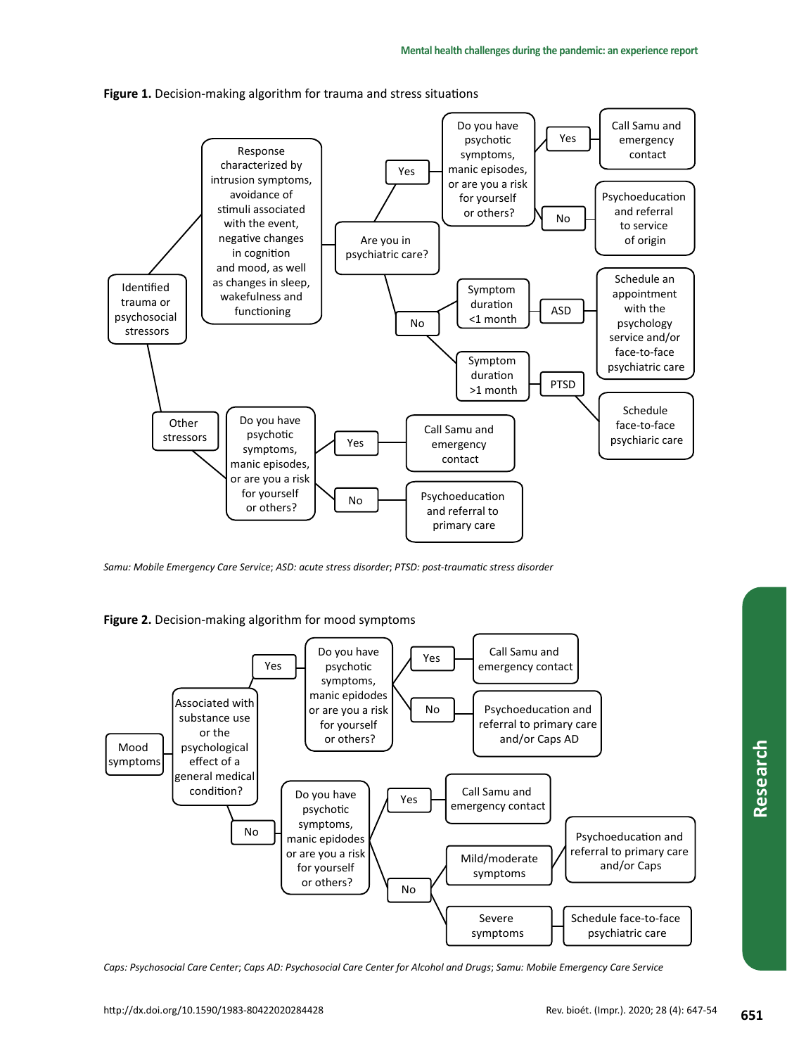**Figure 1.** Decision-making algorithm for trauma and stress situations

- Identified trauma or psychosocial stressors
  - Response characterized by intrusion symptoms, avoidance of stimuli associated with the event, negative changes in cognition and mood, as well as changes in sleep, wakefulness and functioning
    - Are you in psychiatric care?
      - Yes → Do you have psychotic symptoms, manic episodes, or are you a risk for yourself or others?
        - Yes → Call Samu and emergency contact
        - No → Psychoeducation and referral to service of origin
      - No
        - Symptom duration <1 month → ASD → Schedule an appointment with the psychology service and/or face-to-face psychiatric care
        - Symptom duration >1 month → PTSD → Schedule face-to-face psychiaric care
  - Other stressors → Do you have psychotic symptoms, manic episodes, or are you a risk for yourself or others?
    - Yes → Call Samu and emergency contact
    - No → Psychoeducation and referral to primary care

*Samu: Mobile Emergency Care Service; ASD: acute stress disorder; PTSD: post-traumatic stress disorder*

**Figure 2.** Decision-making algorithm for mood symptoms

- Mood symptoms → Associated with substance use or the psychological effect of a general medical condition?
  - Yes → Do you have psychotic symptoms, manic epidodes or are you a risk for yourself or others?
    - Yes → Call Samu and emergency contact
    - No → Psychoeducation and referral to primary care and/or Caps AD
  - No → Do you have psychotic symptoms, manic epidodes or are you a risk for yourself or others?
    - Yes → Call Samu and emergency contact
    - No
      - Mild/moderate symptoms → Psychoeducation and referral to primary care and/or Caps
      - Severe symptoms → Schedule face-to-face psychiatric care

*Caps: Psychosocial Care Center; Caps AD: Psychosocial Care Center for Alcohol and Drugs; Samu: Mobile Emergency Care Service*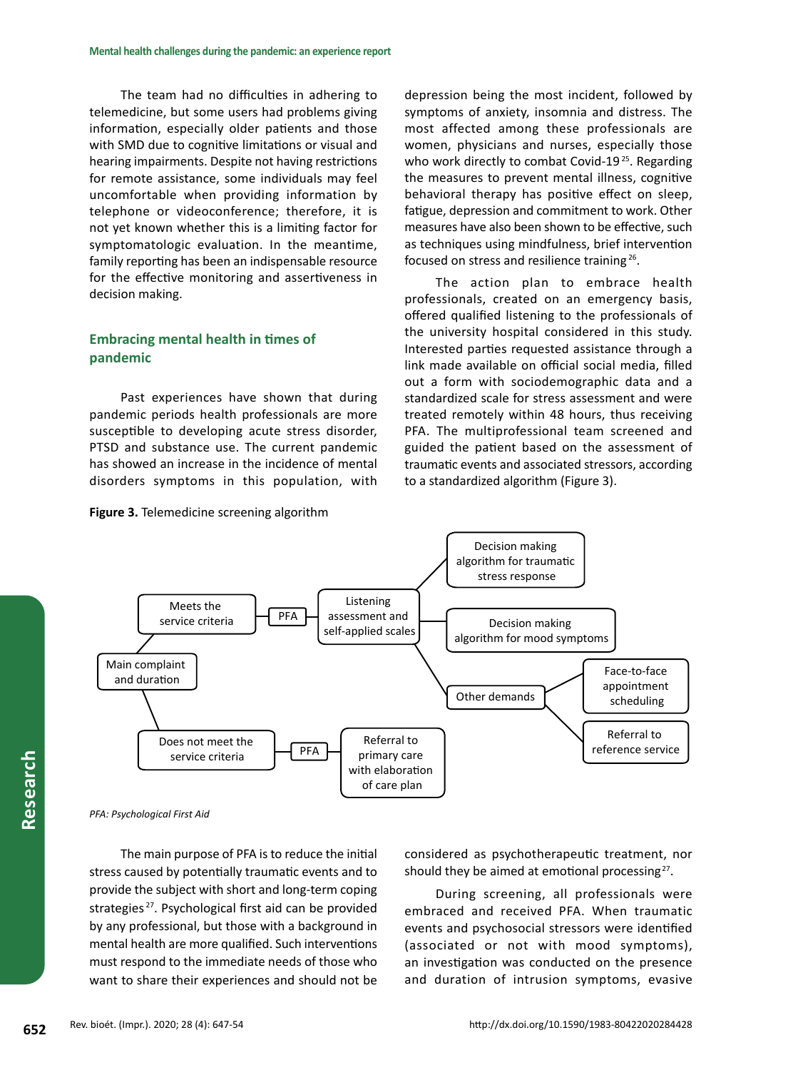The team had no difficulties in adhering to telemedicine, but some users had problems giving information, especially older patients and those with SMD due to cognitive limitations or visual and hearing impairments. Despite not having restrictions for remote assistance, some individuals may feel uncomfortable when providing information by telephone or videoconference; therefore, it is not yet known whether this is a limiting factor for symptomatologic evaluation. In the meantime, family reporting has been an indispensable resource for the effective monitoring and assertiveness in decision making.

## Embracing mental health in times of pandemic

Past experiences have shown that during pandemic periods health professionals are more susceptible to developing acute stress disorder, PTSD and substance use. The current pandemic has showed an increase in the incidence of mental disorders symptoms in this population, with depression being the most incident, followed by symptoms of anxiety, insomnia and distress. The most affected among these professionals are women, physicians and nurses, especially those who work directly to combat Covid-19[25]. Regarding the measures to prevent mental illness, cognitive behavioral therapy has positive effect on sleep, fatigue, depression and commitment to work. Other measures have also been shown to be effective, such as techniques using mindfulness, brief intervention focused on stress and resilience training[26].

The action plan to embrace health professionals, created on an emergency basis, offered qualified listening to the professionals of the university hospital considered in this study. Interested parties requested assistance through a link made available on official social media, filled out a form with sociodemographic data and a standardized scale for stress assessment and were treated remotely within 48 hours, thus receiving PFA. The multiprofessional team screened and guided the patient based on the assessment of traumatic events and associated stressors, according to a standardized algorithm (Figure 3).

**Figure 3.** Telemedicine screening algorithm

*PFA: Psychological First Aid*

The main purpose of PFA is to reduce the initial stress caused by potentially traumatic events and to provide the subject with short and long-term coping strategies[27]. Psychological first aid can be provided by any professional, but those with a background in mental health are more qualified. Such interventions must respond to the immediate needs of those who want to share their experiences and should not be considered as psychotherapeutic treatment, nor should they be aimed at emotional processing[27].

During screening, all professionals were embraced and received PFA. When traumatic events and psychosocial stressors were identified (associated or not with mood symptoms), an investigation was conducted on the presence and duration of intrusion symptoms, evasive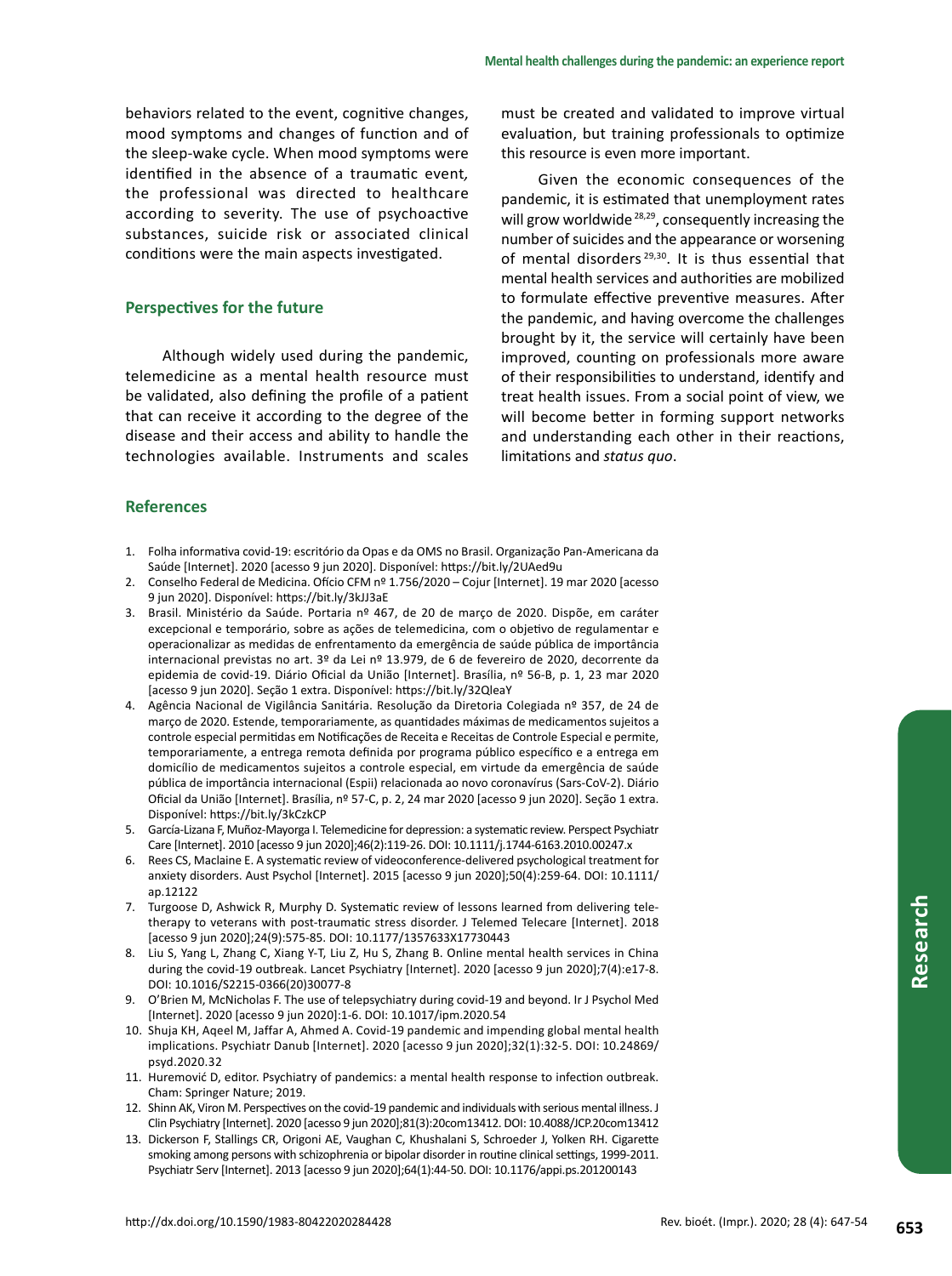behaviors related to the event, cognitive changes, mood symptoms and changes of function and of the sleep-wake cycle. When mood symptoms were identified in the absence of a traumatic event, the professional was directed to healthcare according to severity. The use of psychoactive substances, suicide risk or associated clinical conditions were the main aspects investigated.

## Perspectives for the future

Although widely used during the pandemic, telemedicine as a mental health resource must be validated, also defining the profile of a patient that can receive it according to the degree of the disease and their access and ability to handle the technologies available. Instruments and scales must be created and validated to improve virtual evaluation, but training professionals to optimize this resource is even more important.

Given the economic consequences of the pandemic, it is estimated that unemployment rates will grow worldwide [28,29], consequently increasing the number of suicides and the appearance or worsening of mental disorders [29,30]. It is thus essential that mental health services and authorities are mobilized to formulate effective preventive measures. After the pandemic, and having overcome the challenges brought by it, the service will certainly have been improved, counting on professionals more aware of their responsibilities to understand, identify and treat health issues. From a social point of view, we will become better in forming support networks and understanding each other in their reactions, limitations and *status quo*.

## References

1. Folha informativa covid-19: escritório da Opas e da OMS no Brasil. Organização Pan-Americana da Saúde [Internet]. 2020 [acesso 9 jun 2020]. Disponível: https://bit.ly/2UAed9u
2. Conselho Federal de Medicina. Ofício CFM nº 1.756/2020 – Cojur [Internet]. 19 mar 2020 [acesso 9 jun 2020]. Disponível: https://bit.ly/3kJJ3aE
3. Brasil. Ministério da Saúde. Portaria nº 467, de 20 de março de 2020. Dispõe, em caráter excepcional e temporário, sobre as ações de telemedicina, com o objetivo de regulamentar e operacionalizar as medidas de enfrentamento da emergência de saúde pública de importância internacional previstas no art. 3º da Lei nº 13.979, de 6 de fevereiro de 2020, decorrente da epidemia de covid-19. Diário Oficial da União [Internet]. Brasília, nº 56-B, p. 1, 23 mar 2020 [acesso 9 jun 2020]. Seção 1 extra. Disponível: https://bit.ly/32QleaY
4. Agência Nacional de Vigilância Sanitária. Resolução da Diretoria Colegiada nº 357, de 24 de março de 2020. Estende, temporariamente, as quantidades máximas de medicamentos sujeitos a controle especial permitidas em Notificações de Receita e Receitas de Controle Especial e permite, temporariamente, a entrega remota definida por programa público específico e a entrega em domicílio de medicamentos sujeitos a controle especial, em virtude da emergência de saúde pública de importância internacional (Espii) relacionada ao novo coronavírus (Sars-CoV-2). Diário Oficial da União [Internet]. Brasília, nº 57-C, p. 2, 24 mar 2020 [acesso 9 jun 2020]. Seção 1 extra. Disponível: https://bit.ly/3kCzkCP
5. García-Lizana F, Muñoz-Mayorga I. Telemedicine for depression: a systematic review. Perspect Psychiatr Care [Internet]. 2010 [acesso 9 jun 2020];46(2):119-26. DOI: 10.1111/j.1744-6163.2010.00247.x
6. Rees CS, Maclaine E. A systematic review of videoconference-delivered psychological treatment for anxiety disorders. Aust Psychol [Internet]. 2015 [acesso 9 jun 2020];50(4):259-64. DOI: 10.1111/ap.12122
7. Turgoose D, Ashwick R, Murphy D. Systematic review of lessons learned from delivering teletherapy to veterans with post-traumatic stress disorder. J Telemed Telecare [Internet]. 2018 [acesso 9 jun 2020];24(9):575-85. DOI: 10.1177/1357633X17730443
8. Liu S, Yang L, Zhang C, Xiang Y-T, Liu Z, Hu S, Zhang B. Online mental health services in China during the covid-19 outbreak. Lancet Psychiatry [Internet]. 2020 [acesso 9 jun 2020];7(4):e17-8. DOI: 10.1016/S2215-0366(20)30077-8
9. O'Brien M, McNicholas F. The use of telepsychiatry during covid-19 and beyond. Ir J Psychol Med [Internet]. 2020 [acesso 9 jun 2020]:1-6. DOI: 10.1017/ipm.2020.54
10. Shuja KH, Aqeel M, Jaffar A, Ahmed A. Covid-19 pandemic and impending global mental health implications. Psychiatr Danub [Internet]. 2020 [acesso 9 jun 2020];32(1):32-5. DOI: 10.24869/psyd.2020.32
11. Huremović D, editor. Psychiatry of pandemics: a mental health response to infection outbreak. Cham: Springer Nature; 2019.
12. Shinn AK, Viron M. Perspectives on the covid-19 pandemic and individuals with serious mental illness. J Clin Psychiatry [Internet]. 2020 [acesso 9 jun 2020];81(3):20com13412. DOI: 10.4088/JCP.20com13412
13. Dickerson F, Stallings CR, Origoni AE, Vaughan C, Khushalani S, Schroeder J, Yolken RH. Cigarette smoking among persons with schizophrenia or bipolar disorder in routine clinical settings, 1999-2011. Psychiatr Serv [Internet]. 2013 [acesso 9 jun 2020];64(1):44-50. DOI: 10.1176/appi.ps.201200143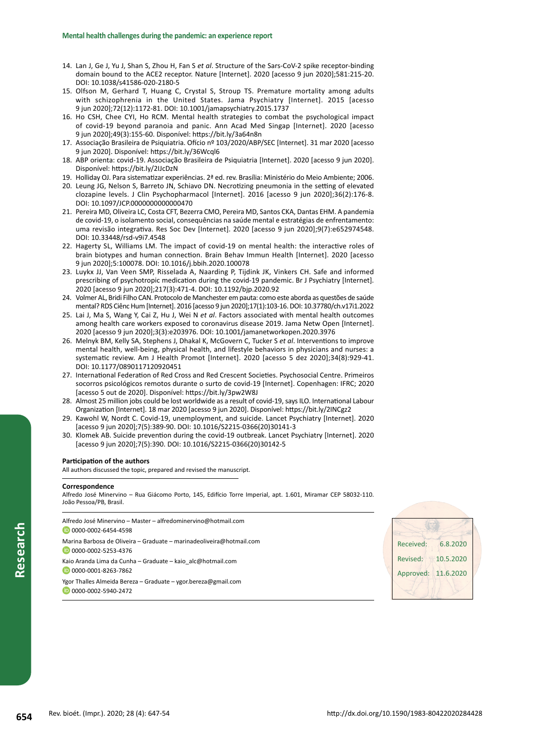14. Lan J, Ge J, Yu J, Shan S, Zhou H, Fan S *et al*. Structure of the Sars-CoV-2 spike receptor-binding domain bound to the ACE2 receptor. Nature [Internet]. 2020 [acesso 9 jun 2020];581:215-20. DOI: 10.1038/s41586-020-2180-5
15. Olfson M, Gerhard T, Huang C, Crystal S, Stroup TS. Premature mortality among adults with schizophrenia in the United States. Jama Psychiatry [Internet]. 2015 [acesso 9 jun 2020];72(12):1172-81. DOI: 10.1001/jamapsychiatry.2015.1737
16. Ho CSH, Chee CYI, Ho RCM. Mental health strategies to combat the psychological impact of covid-19 beyond paranoia and panic. Ann Acad Med Singap [Internet]. 2020 [acesso 9 jun 2020];49(3):155-60. Disponível: https://bit.ly/3a64n8n
17. Associação Brasileira de Psiquiatria. Ofício nº 103/2020/ABP/SEC [Internet]. 31 mar 2020 [acesso 9 jun 2020]. Disponível: https://bit.ly/36Wcql6
18. ABP orienta: covid-19. Associação Brasileira de Psiquiatria [Internet]. 2020 [acesso 9 jun 2020]. Disponível: https://bit.ly/2IJcDzN
19. Holliday OJ. Para sistematizar experiências. 2ª ed. rev. Brasília: Ministério do Meio Ambiente; 2006.
20. Leung JG, Nelson S, Barreto JN, Schiavo DN. Necrotizing pneumonia in the setting of elevated clozapine levels. J Clin Psychopharmacol [Internet]. 2016 [acesso 9 jun 2020];36(2):176-8. DOI: 10.1097/JCP.0000000000000470
21. Pereira MD, Oliveira LC, Costa CFT, Bezerra CMO, Pereira MD, Santos CKA, Dantas EHM. A pandemia de covid-19, o isolamento social, consequências na saúde mental e estratégias de enfrentamento: uma revisão integrativa. Res Soc Dev [Internet]. 2020 [acesso 9 jun 2020];9(7):e652974548. DOI: 10.33448/rsd-v9i7.4548
22. Hagerty SL, Williams LM. The impact of covid-19 on mental health: the interactive roles of brain biotypes and human connection. Brain Behav Immun Health [Internet]. 2020 [acesso 9 jun 2020];5:100078. DOI: 10.1016/j.bbih.2020.100078
23. Luykx JJ, Van Veen SMP, Risselada A, Naarding P, Tijdink JK, Vinkers CH. Safe and informed prescribing of psychotropic medication during the covid-19 pandemic. Br J Psychiatry [Internet]. 2020 [acesso 9 jun 2020];217(3):471-4. DOI: 10.1192/bjp.2020.92
24. Volmer AL, Bridi Filho CAN. Protocolo de Manchester em pauta: como este aborda as questões de saúde mental? RDS Ciênc Hum [Internet]. 2016 [acesso 9 jun 2020];17(1):103-16. DOI: 10.37780/ch.v17i1.2022
25. Lai J, Ma S, Wang Y, Cai Z, Hu J, Wei N *et al*. Factors associated with mental health outcomes among health care workers exposed to coronavirus disease 2019. Jama Netw Open [Internet]. 2020 [acesso 9 jun 2020];3(3):e203976. DOI: 10.1001/jamanetworkopen.2020.3976
26. Melnyk BM, Kelly SA, Stephens J, Dhakal K, McGovern C, Tucker S *et al*. Interventions to improve mental health, well-being, physical health, and lifestyle behaviors in physicians and nurses: a systematic review. Am J Health Promot [Internet]. 2020 [acesso 5 dez 2020];34(8):929-41. DOI: 10.1177/0890117120920451
27. International Federation of Red Cross and Red Crescent Societies. Psychosocial Centre. Primeiros socorros psicológicos remotos durante o surto de covid-19 [Internet]. Copenhagen: IFRC; 2020 [acesso 5 out de 2020]. Disponível: https://bit.ly/3pw2W8J
28. Almost 25 million jobs could be lost worldwide as a result of covid-19, says ILO. International Labour Organization [Internet]. 18 mar 2020 [acesso 9 jun 2020]. Disponível: https://bit.ly/2INCgz2
29. Kawohl W, Nordt C. Covid-19, unemployment, and suicide. Lancet Psychiatry [Internet]. 2020 [acesso 9 jun 2020];7(5):389-90. DOI: 10.1016/S2215-0366(20)30141-3
30. Klomek AB. Suicide prevention during the covid-19 outbreak. Lancet Psychiatry [Internet]. 2020 [acesso 9 jun 2020];7(5):390. DOI: 10.1016/S2215-0366(20)30142-5

**Participation of the authors**

All authors discussed the topic, prepared and revised the manuscript.

**Correspondence**

Alfredo José Minervino – Rua Giácomo Porto, 145, Edifício Torre Imperial, apt. 1.601, Miramar CEP 58032-110. João Pessoa/PB, Brasil.

Alfredo José Minervino – Master – alfredominervino@hotmail.com
0000-0002-6454-4598

Marina Barbosa de Oliveira – Graduate – marinadeoliveira@hotmail.com
0000-0002-5253-4376

Kaio Aranda Lima da Cunha – Graduate – kaio_alc@hotmail.com
0000-0001-8263-7862

Ygor Thalles Almeida Bereza – Graduate – ygor.bereza@gmail.com
0000-0002-5940-2472

Received: 6.8.2020
Revised: 10.5.2020
Approved: 11.6.2020